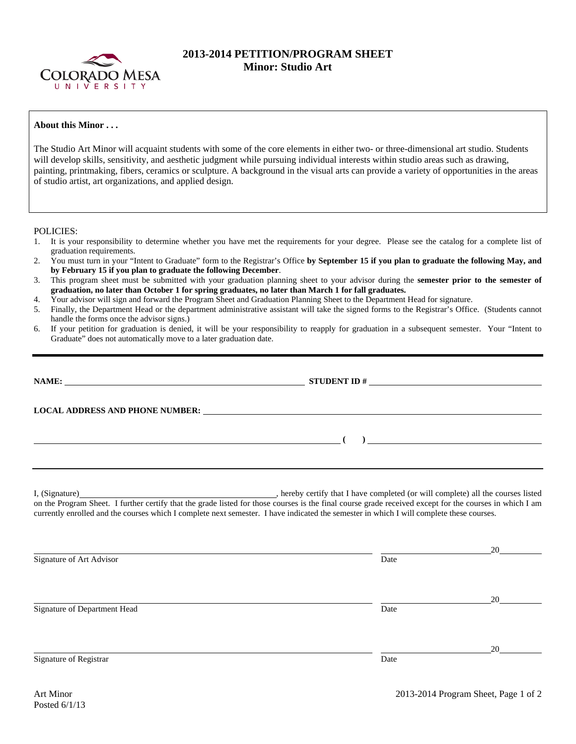# 2013-2014 PETITION/PROGRAM SHEET
## Minor: Studio Art

**About this Minor . . .**

The Studio Art Minor will acquaint students with some of the core elements in either two- or three-dimensional art studio. Students will develop skills, sensitivity, and aesthetic judgment while pursuing individual interests within studio areas such as drawing, painting, printmaking, fibers, ceramics or sculpture. A background in the visual arts can provide a variety of opportunities in the areas of studio artist, art organizations, and applied design.

POLICIES:

1. It is your responsibility to determine whether you have met the requirements for your degree. Please see the catalog for a complete list of graduation requirements.
2. You must turn in your "Intent to Graduate" form to the Registrar's Office **by September 15 if you plan to graduate the following May, and by February 15 if you plan to graduate the following December**.
3. This program sheet must be submitted with your graduation planning sheet to your advisor during the **semester prior to the semester of graduation, no later than October 1 for spring graduates, no later than March 1 for fall graduates.**
4. Your advisor will sign and forward the Program Sheet and Graduation Planning Sheet to the Department Head for signature.
5. Finally, the Department Head or the department administrative assistant will take the signed forms to the Registrar's Office. (Students cannot handle the forms once the advisor signs.)
6. If your petition for graduation is denied, it will be your responsibility to reapply for graduation in a subsequent semester. Your "Intent to Graduate" does not automatically move to a later graduation date.

---

**NAME:** ______________________________ **STUDENT ID #** ______________________________

**LOCAL ADDRESS AND PHONE NUMBER:** ______________________________

______________________________ **( )** ______________________________

---

I, (Signature) ______________________________, hereby certify that I have completed (or will complete) all the courses listed on the Program Sheet. I further certify that the grade listed for those courses is the final course grade received except for the courses in which I am currently enrolled and the courses which I complete next semester. I have indicated the semester in which I will complete these courses.

______________________________ ______________ 20______
Signature of Art Advisor Date

______________________________ ______________ 20______
Signature of Department Head Date

______________________________ ______________ 20______
Signature of Registrar Date

Art Minor
Posted 6/1/13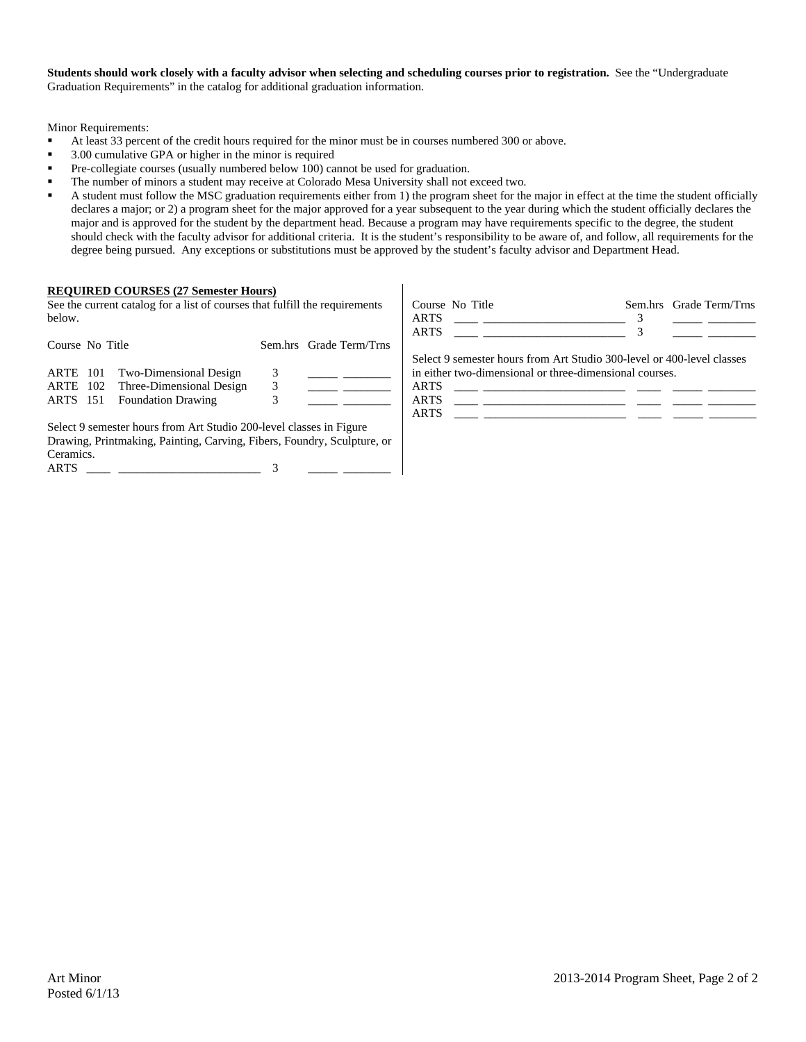**Students should work closely with a faculty advisor when selecting and scheduling courses prior to registration.** See the "Undergraduate Graduation Requirements" in the catalog for additional graduation information.

Minor Requirements:

- At least 33 percent of the credit hours required for the minor must be in courses numbered 300 or above.
- 3.00 cumulative GPA or higher in the minor is required
- Pre-collegiate courses (usually numbered below 100) cannot be used for graduation.
- The number of minors a student may receive at Colorado Mesa University shall not exceed two.
- A student must follow the MSC graduation requirements either from 1) the program sheet for the major in effect at the time the student officially declares a major; or 2) a program sheet for the major approved for a year subsequent to the year during which the student officially declares the major and is approved for the student by the department head. Because a program may have requirements specific to the degree, the student should check with the faculty advisor for additional criteria. It is the student's responsibility to be aware of, and follow, all requirements for the degree being pursued. Any exceptions or substitutions must be approved by the student's faculty advisor and Department Head.

**REQUIRED COURSES (27 Semester Hours)**

See the current catalog for a list of courses that fulfill the requirements below.

| Course | No | Title | Sem.hrs | Grade | Term/Trns |
|---|---|---|---|---|---|
| ARTE | 101 | Two-Dimensional Design | 3 | _____ | ________ |
| ARTE | 102 | Three-Dimensional Design | 3 | _____ | ________ |
| ARTS | 151 | Foundation Drawing | 3 | _____ | ________ |

Select 9 semester hours from Art Studio 200-level classes in Figure Drawing, Printmaking, Painting, Carving, Fibers, Foundry, Sculpture, or Ceramics.

| Course | No | Title | Sem.hrs | Grade | Term/Trns |
|---|---|---|---|---|---|
| ARTS | ____ | ________________________ | 3 | _____ | ________ |
| ARTS | ____ | ________________________ | 3 | _____ | ________ |
| ARTS | ____ | ________________________ | 3 | _____ | ________ |

Select 9 semester hours from Art Studio 300-level or 400-level classes in either two-dimensional or three-dimensional courses.

| Course | No | Title | Sem.hrs | Grade | Term/Trns |
|---|---|---|---|---|---|
| ARTS | ____ | ________________________ | ____ | _____ | ________ |
| ARTS | ____ | ________________________ | ____ | _____ | ________ |
| ARTS | ____ | ________________________ | ____ | _____ | ________ |

Art Minor
Posted 6/1/13